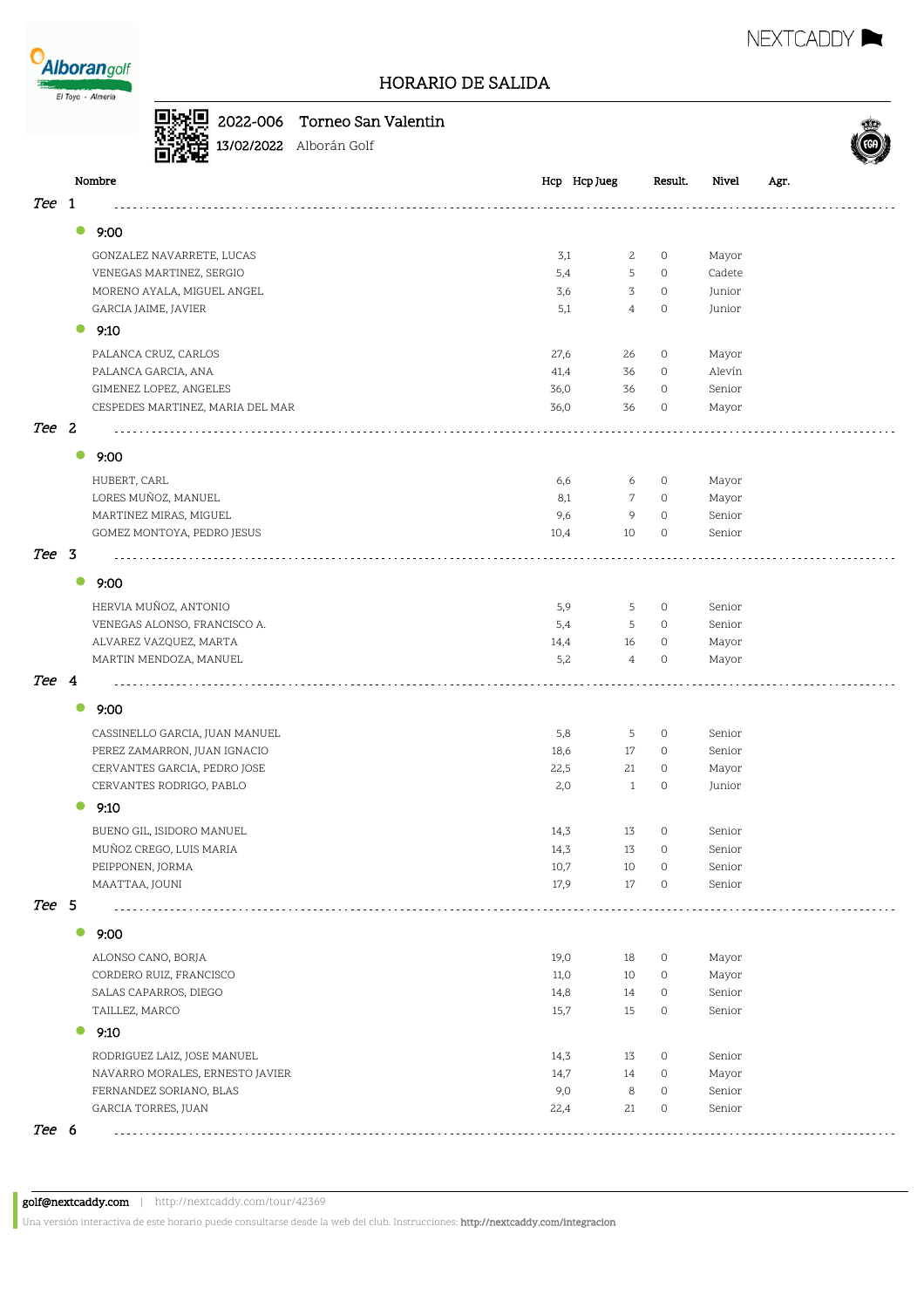# HORARIO DE SALIDA

**2022-006** Torneo San Valentin

13/02/2022 Alborán Golf

| Nombre | Hcp | Hcp Jueg | Result. | Nivel | Agr. |
|---|---|---|---|---|---|
| ***Tee 1*** | | | | | |
| **9:00** | | | | | |
| GONZALEZ NAVARRETE, LUCAS | 3,1 | 2 | 0 | Mayor | |
| VENEGAS MARTINEZ, SERGIO | 5,4 | 5 | 0 | Cadete | |
| MORENO AYALA, MIGUEL ANGEL | 3,6 | 3 | 0 | Junior | |
| GARCIA JAIME, JAVIER | 5,1 | 4 | 0 | Junior | |
| **9:10** | | | | | |
| PALANCA CRUZ, CARLOS | 27,6 | 26 | 0 | Mayor | |
| PALANCA GARCIA, ANA | 41,4 | 36 | 0 | Alevín | |
| GIMENEZ LOPEZ, ANGELES | 36,0 | 36 | 0 | Senior | |
| CESPEDES MARTINEZ, MARIA DEL MAR | 36,0 | 36 | 0 | Mayor | |
| ***Tee 2*** | | | | | |
| **9:00** | | | | | |
| HUBERT, CARL | 6,6 | 6 | 0 | Mayor | |
| LORES MUÑOZ, MANUEL | 8,1 | 7 | 0 | Mayor | |
| MARTINEZ MIRAS, MIGUEL | 9,6 | 9 | 0 | Senior | |
| GOMEZ MONTOYA, PEDRO JESUS | 10,4 | 10 | 0 | Senior | |
| ***Tee 3*** | | | | | |
| **9:00** | | | | | |
| HERVIA MUÑOZ, ANTONIO | 5,9 | 5 | 0 | Senior | |
| VENEGAS ALONSO, FRANCISCO A. | 5,4 | 5 | 0 | Senior | |
| ALVAREZ VAZQUEZ, MARTA | 14,4 | 16 | 0 | Mayor | |
| MARTIN MENDOZA, MANUEL | 5,2 | 4 | 0 | Mayor | |
| ***Tee 4*** | | | | | |
| **9:00** | | | | | |
| CASSINELLO GARCIA, JUAN MANUEL | 5,8 | 5 | 0 | Senior | |
| PEREZ ZAMARRON, JUAN IGNACIO | 18,6 | 17 | 0 | Senior | |
| CERVANTES GARCIA, PEDRO JOSE | 22,5 | 21 | 0 | Mayor | |
| CERVANTES RODRIGO, PABLO | 2,0 | 1 | 0 | Junior | |
| **9:10** | | | | | |
| BUENO GIL, ISIDORO MANUEL | 14,3 | 13 | 0 | Senior | |
| MUÑOZ CREGO, LUIS MARIA | 14,3 | 13 | 0 | Senior | |
| PEIPPONEN, JORMA | 10,7 | 10 | 0 | Senior | |
| MAATTAA, JOUNI | 17,9 | 17 | 0 | Senior | |
| ***Tee 5*** | | | | | |
| **9:00** | | | | | |
| ALONSO CANO, BORJA | 19,0 | 18 | 0 | Mayor | |
| CORDERO RUIZ, FRANCISCO | 11,0 | 10 | 0 | Mayor | |
| SALAS CAPARROS, DIEGO | 14,8 | 14 | 0 | Senior | |
| TAILLEZ, MARCO | 15,7 | 15 | 0 | Senior | |
| **9:10** | | | | | |
| RODRIGUEZ LAIZ, JOSE MANUEL | 14,3 | 13 | 0 | Senior | |
| NAVARRO MORALES, ERNESTO JAVIER | 14,7 | 14 | 0 | Mayor | |
| FERNANDEZ SORIANO, BLAS | 9,0 | 8 | 0 | Senior | |
| GARCIA TORRES, JUAN | 22,4 | 21 | 0 | Senior | |
| ***Tee 6*** | | | | | |

golf@nextcaddy.com | http://nextcaddy.com/tour/42369

Una versión interactiva de este horario puede consultarse desde la web del club. Instrucciones: http://nextcaddy.com/integracion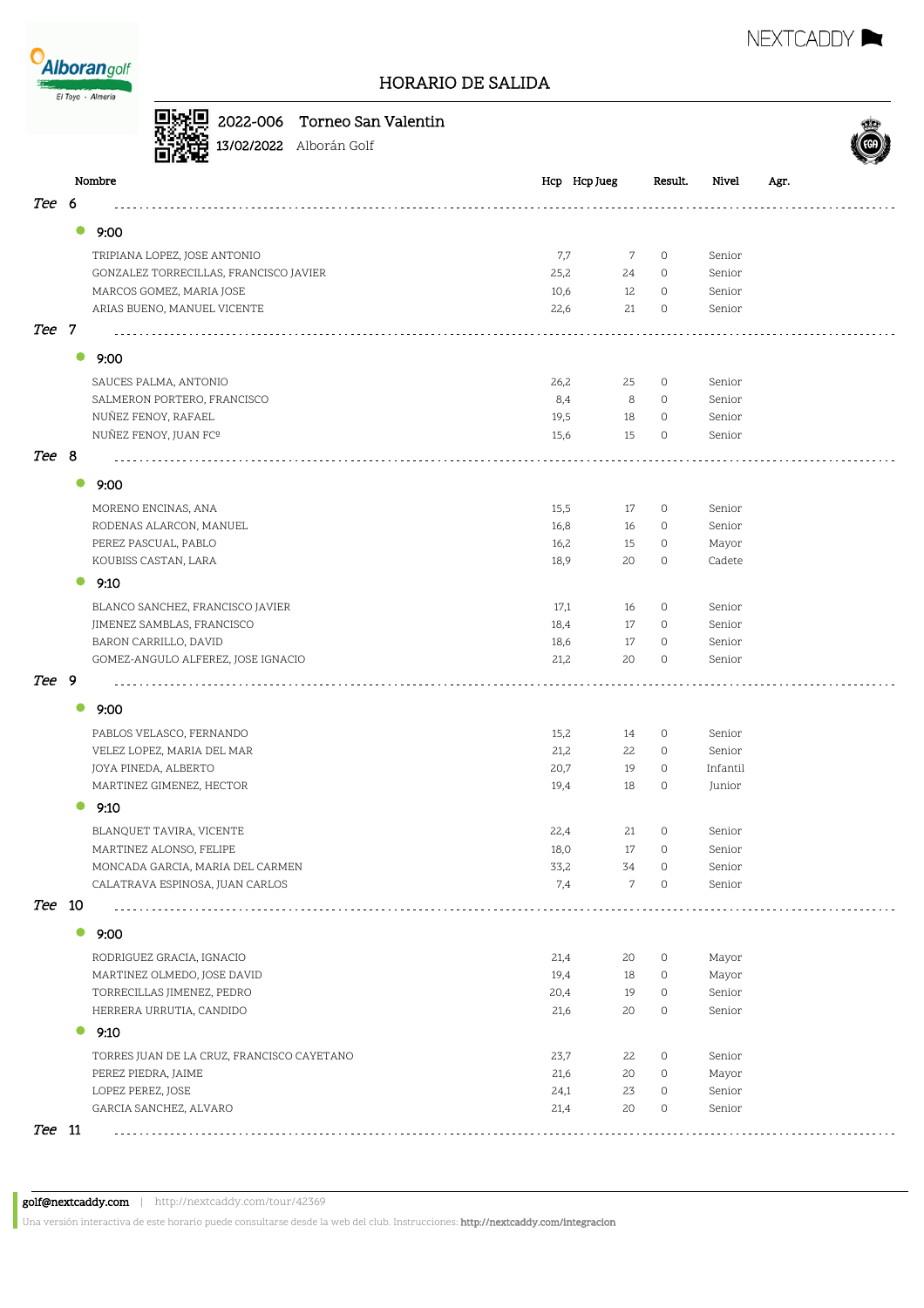# HORARIO DE SALIDA

**2022-006 Torneo San Valentin**
13/02/2022 Alborán Golf

| Nombre | Hcp | Hcp Jueg | Result. | Nivel | Agr. |
|---|---|---|---|---|---|
| ***Tee 6*** | | | | | |
| **9:00** | | | | | |
| TRIPIANA LOPEZ, JOSE ANTONIO | 7,7 | 7 | 0 | Senior | |
| GONZALEZ TORRECILLAS, FRANCISCO JAVIER | 25,2 | 24 | 0 | Senior | |
| MARCOS GOMEZ, MARIA JOSE | 10,6 | 12 | 0 | Senior | |
| ARIAS BUENO, MANUEL VICENTE | 22,6 | 21 | 0 | Senior | |
| ***Tee 7*** | | | | | |
| **9:00** | | | | | |
| SAUCES PALMA, ANTONIO | 26,2 | 25 | 0 | Senior | |
| SALMERON PORTERO, FRANCISCO | 8,4 | 8 | 0 | Senior | |
| NUÑEZ FENOY, RAFAEL | 19,5 | 18 | 0 | Senior | |
| NUÑEZ FENOY, JUAN FCº | 15,6 | 15 | 0 | Senior | |
| ***Tee 8*** | | | | | |
| **9:00** | | | | | |
| MORENO ENCINAS, ANA | 15,5 | 17 | 0 | Senior | |
| RODENAS ALARCON, MANUEL | 16,8 | 16 | 0 | Senior | |
| PEREZ PASCUAL, PABLO | 16,2 | 15 | 0 | Mayor | |
| KOUBISS CASTAN, LARA | 18,9 | 20 | 0 | Cadete | |
| **9:10** | | | | | |
| BLANCO SANCHEZ, FRANCISCO JAVIER | 17,1 | 16 | 0 | Senior | |
| JIMENEZ SAMBLAS, FRANCISCO | 18,4 | 17 | 0 | Senior | |
| BARON CARRILLO, DAVID | 18,6 | 17 | 0 | Senior | |
| GOMEZ-ANGULO ALFEREZ, JOSE IGNACIO | 21,2 | 20 | 0 | Senior | |
| ***Tee 9*** | | | | | |
| **9:00** | | | | | |
| PABLOS VELASCO, FERNANDO | 15,2 | 14 | 0 | Senior | |
| VELEZ LOPEZ, MARIA DEL MAR | 21,2 | 22 | 0 | Senior | |
| JOYA PINEDA, ALBERTO | 20,7 | 19 | 0 | Infantil | |
| MARTINEZ GIMENEZ, HECTOR | 19,4 | 18 | 0 | Junior | |
| **9:10** | | | | | |
| BLANQUET TAVIRA, VICENTE | 22,4 | 21 | 0 | Senior | |
| MARTINEZ ALONSO, FELIPE | 18,0 | 17 | 0 | Senior | |
| MONCADA GARCIA, MARIA DEL CARMEN | 33,2 | 34 | 0 | Senior | |
| CALATRAVA ESPINOSA, JUAN CARLOS | 7,4 | 7 | 0 | Senior | |
| ***Tee 10*** | | | | | |
| **9:00** | | | | | |
| RODRIGUEZ GRACIA, IGNACIO | 21,4 | 20 | 0 | Mayor | |
| MARTINEZ OLMEDO, JOSE DAVID | 19,4 | 18 | 0 | Mayor | |
| TORRECILLAS JIMENEZ, PEDRO | 20,4 | 19 | 0 | Senior | |
| HERRERA URRUTIA, CANDIDO | 21,6 | 20 | 0 | Senior | |
| **9:10** | | | | | |
| TORRES JUAN DE LA CRUZ, FRANCISCO CAYETANO | 23,7 | 22 | 0 | Senior | |
| PEREZ PIEDRA, JAIME | 21,6 | 20 | 0 | Mayor | |
| LOPEZ PEREZ, JOSE | 24,1 | 23 | 0 | Senior | |
| GARCIA SANCHEZ, ALVARO | 21,4 | 20 | 0 | Senior | |
| ***Tee 11*** | | | | | |

**golf@nextcaddy.com** | http://nextcaddy.com/tour/42369

Una versión interactiva de este horario puede consultarse desde la web del club. Instrucciones: **http://nextcaddy.com/integracion**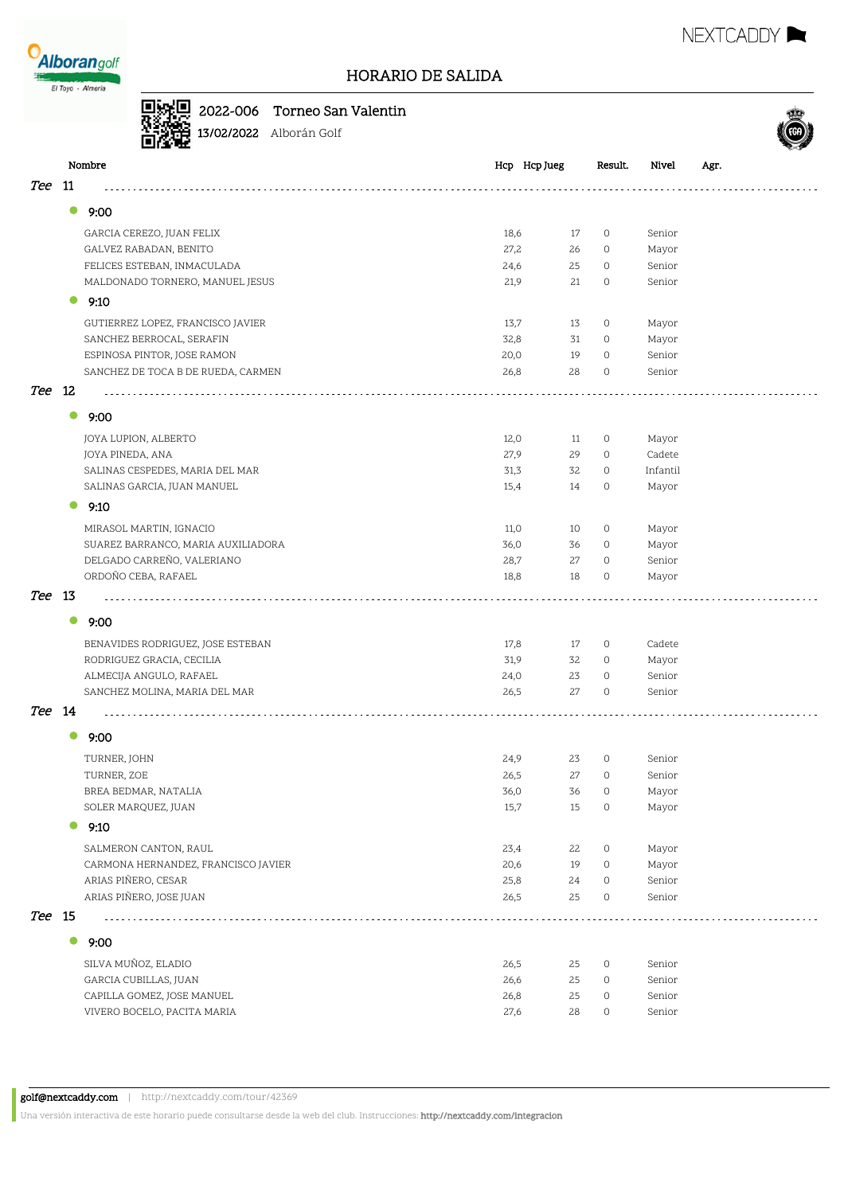# HORARIO DE SALIDA

**2022-006 Torneo San Valentin**
13/02/2022 Alborán Golf

| Nombre | Hcp | Hcp Jueg | Result. | Nivel | Agr. |
|---|---|---|---|---|---|
| ***Tee 11*** | | | | | |
| **9:00** | | | | | |
| GARCIA CEREZO, JUAN FELIX | 18,6 | 17 | 0 | Senior | |
| GALVEZ RABADAN, BENITO | 27,2 | 26 | 0 | Mayor | |
| FELICES ESTEBAN, INMACULADA | 24,6 | 25 | 0 | Senior | |
| MALDONADO TORNERO, MANUEL JESUS | 21,9 | 21 | 0 | Senior | |
| **9:10** | | | | | |
| GUTIERREZ LOPEZ, FRANCISCO JAVIER | 13,7 | 13 | 0 | Mayor | |
| SANCHEZ BERROCAL, SERAFIN | 32,8 | 31 | 0 | Mayor | |
| ESPINOSA PINTOR, JOSE RAMON | 20,0 | 19 | 0 | Senior | |
| SANCHEZ DE TOCA B DE RUEDA, CARMEN | 26,8 | 28 | 0 | Senior | |
| ***Tee 12*** | | | | | |
| **9:00** | | | | | |
| JOYA LUPION, ALBERTO | 12,0 | 11 | 0 | Mayor | |
| JOYA PINEDA, ANA | 27,9 | 29 | 0 | Cadete | |
| SALINAS CESPEDES, MARIA DEL MAR | 31,3 | 32 | 0 | Infantil | |
| SALINAS GARCIA, JUAN MANUEL | 15,4 | 14 | 0 | Mayor | |
| **9:10** | | | | | |
| MIRASOL MARTIN, IGNACIO | 11,0 | 10 | 0 | Mayor | |
| SUAREZ BARRANCO, MARIA AUXILIADORA | 36,0 | 36 | 0 | Mayor | |
| DELGADO CARREÑO, VALERIANO | 28,7 | 27 | 0 | Senior | |
| ORDOÑO CEBA, RAFAEL | 18,8 | 18 | 0 | Mayor | |
| ***Tee 13*** | | | | | |
| **9:00** | | | | | |
| BENAVIDES RODRIGUEZ, JOSE ESTEBAN | 17,8 | 17 | 0 | Cadete | |
| RODRIGUEZ GRACIA, CECILIA | 31,9 | 32 | 0 | Mayor | |
| ALMECIJA ANGULO, RAFAEL | 24,0 | 23 | 0 | Senior | |
| SANCHEZ MOLINA, MARIA DEL MAR | 26,5 | 27 | 0 | Senior | |
| ***Tee 14*** | | | | | |
| **9:00** | | | | | |
| TURNER, JOHN | 24,9 | 23 | 0 | Senior | |
| TURNER, ZOE | 26,5 | 27 | 0 | Senior | |
| BREA BEDMAR, NATALIA | 36,0 | 36 | 0 | Mayor | |
| SOLER MARQUEZ, JUAN | 15,7 | 15 | 0 | Mayor | |
| **9:10** | | | | | |
| SALMERON CANTON, RAUL | 23,4 | 22 | 0 | Mayor | |
| CARMONA HERNANDEZ, FRANCISCO JAVIER | 20,6 | 19 | 0 | Mayor | |
| ARIAS PIÑERO, CESAR | 25,8 | 24 | 0 | Senior | |
| ARIAS PIÑERO, JOSE JUAN | 26,5 | 25 | 0 | Senior | |
| ***Tee 15*** | | | | | |
| **9:00** | | | | | |
| SILVA MUÑOZ, ELADIO | 26,5 | 25 | 0 | Senior | |
| GARCIA CUBILLAS, JUAN | 26,6 | 25 | 0 | Senior | |
| CAPILLA GOMEZ, JOSE MANUEL | 26,8 | 25 | 0 | Senior | |
| VIVERO BOCELO, PACITA MARIA | 27,6 | 28 | 0 | Senior | |

**golf@nextcaddy.com** | http://nextcaddy.com/tour/42369

Una versión interactiva de este horario puede consultarse desde la web del club. Instrucciones: **http://nextcaddy.com/integracion**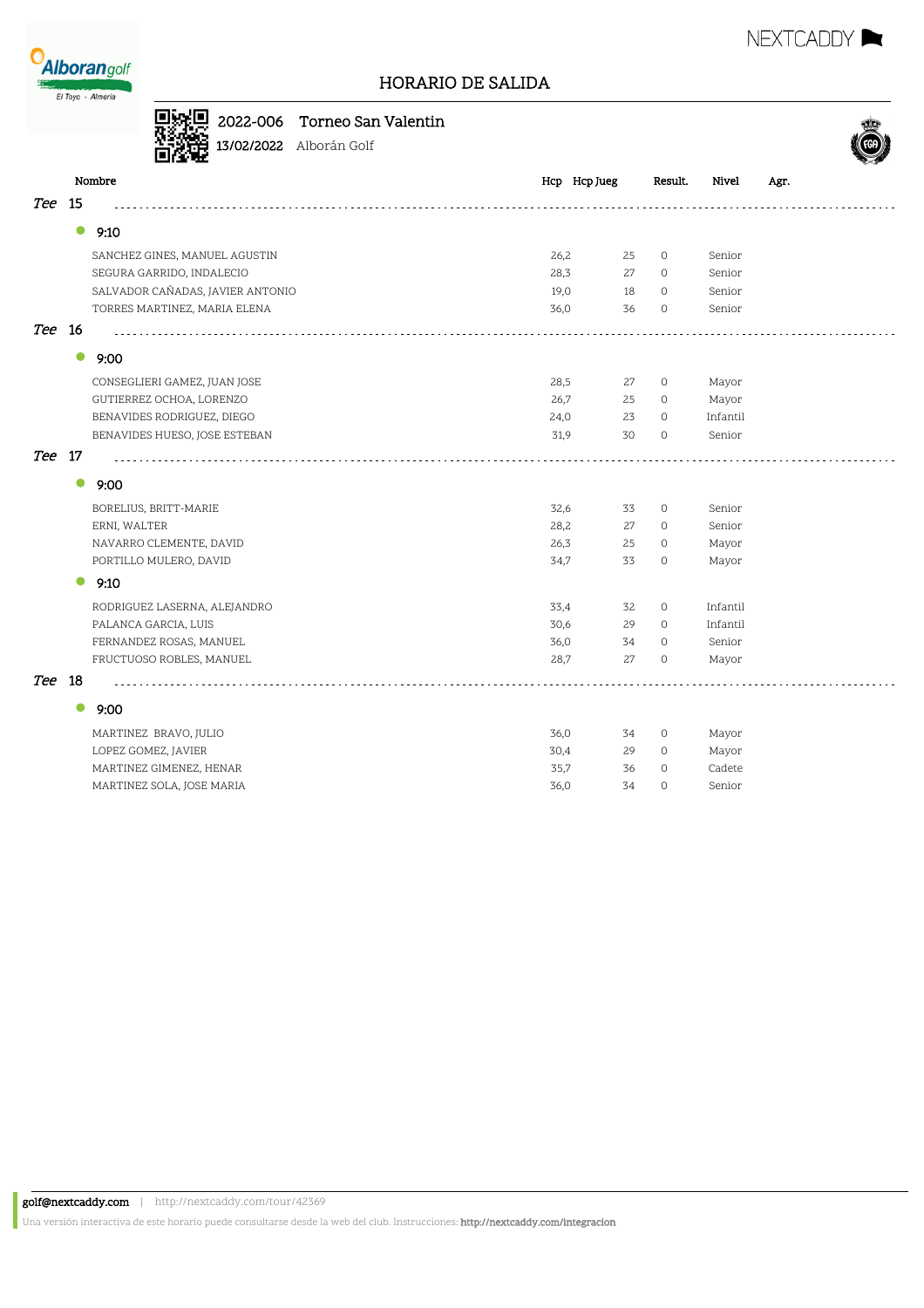# HORARIO DE SALIDA

**2022-006** Torneo San Valentin

**13/02/2022** Alborán Golf

| Nombre | Hcp | Hcp Jueg | Result. | Nivel | Agr. |
|---|---|---|---|---|---|
| ***Tee 15*** | | | | | |
| **9:10** | | | | | |
| SANCHEZ GINES, MANUEL AGUSTIN | 26,2 | 25 | 0 | Senior | |
| SEGURA GARRIDO, INDALECIO | 28,3 | 27 | 0 | Senior | |
| SALVADOR CAÑADAS, JAVIER ANTONIO | 19,0 | 18 | 0 | Senior | |
| TORRES MARTINEZ, MARIA ELENA | 36,0 | 36 | 0 | Senior | |
| ***Tee 16*** | | | | | |
| **9:00** | | | | | |
| CONSEGLIERI GAMEZ, JUAN JOSE | 28,5 | 27 | 0 | Mayor | |
| GUTIERREZ OCHOA, LORENZO | 26,7 | 25 | 0 | Mayor | |
| BENAVIDES RODRIGUEZ, DIEGO | 24,0 | 23 | 0 | Infantil | |
| BENAVIDES HUESO, JOSE ESTEBAN | 31,9 | 30 | 0 | Senior | |
| ***Tee 17*** | | | | | |
| **9:00** | | | | | |
| BORELIUS, BRITT-MARIE | 32,6 | 33 | 0 | Senior | |
| ERNI, WALTER | 28,2 | 27 | 0 | Senior | |
| NAVARRO CLEMENTE, DAVID | 26,3 | 25 | 0 | Mayor | |
| PORTILLO MULERO, DAVID | 34,7 | 33 | 0 | Mayor | |
| **9:10** | | | | | |
| RODRIGUEZ LASERNA, ALEJANDRO | 33,4 | 32 | 0 | Infantil | |
| PALANCA GARCIA, LUIS | 30,6 | 29 | 0 | Infantil | |
| FERNANDEZ ROSAS, MANUEL | 36,0 | 34 | 0 | Senior | |
| FRUCTUOSO ROBLES, MANUEL | 28,7 | 27 | 0 | Mayor | |
| ***Tee 18*** | | | | | |
| **9:00** | | | | | |
| MARTINEZ BRAVO, JULIO | 36,0 | 34 | 0 | Mayor | |
| LOPEZ GOMEZ, JAVIER | 30,4 | 29 | 0 | Mayor | |
| MARTINEZ GIMENEZ, HENAR | 35,7 | 36 | 0 | Cadete | |
| MARTINEZ SOLA, JOSE MARIA | 36,0 | 34 | 0 | Senior | |

**golf@nextcaddy.com** | http://nextcaddy.com/tour/42369

Una versión interactiva de este horario puede consultarse desde la web del club. Instrucciones: **http://nextcaddy.com/integracion**